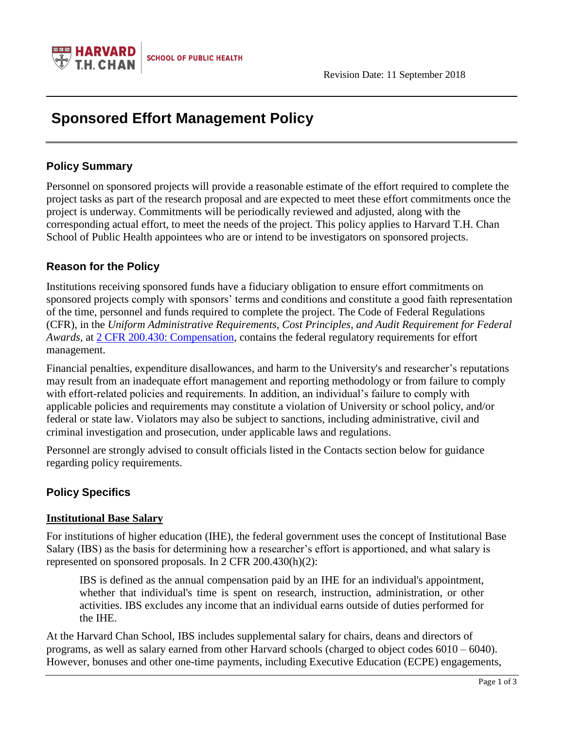Revision Date: 11 September 2018

# Sponsored Effort Management Policy

## Policy Summary

Personnel on sponsored projects will provide a reasonable estimate of the effort required to complete the project tasks as part of the research proposal and are expected to meet these effort commitments once the project is underway. Commitments will be periodically reviewed and adjusted, along with the corresponding actual effort, to meet the needs of the project. This policy applies to Harvard T.H. Chan School of Public Health appointees who are or intend to be investigators on sponsored projects.

## Reason for the Policy

Institutions receiving sponsored funds have a fiduciary obligation to ensure effort commitments on sponsored projects comply with sponsors' terms and conditions and constitute a good faith representation of the time, personnel and funds required to complete the project. The Code of Federal Regulations (CFR), in the *Uniform Administrative Requirements, Cost Principles, and Audit Requirement for Federal Awards*, at 2 CFR 200.430: Compensation, contains the federal regulatory requirements for effort management.

Financial penalties, expenditure disallowances, and harm to the University's and researcher's reputations may result from an inadequate effort management and reporting methodology or from failure to comply with effort-related policies and requirements. In addition, an individual's failure to comply with applicable policies and requirements may constitute a violation of University or school policy, and/or federal or state law. Violators may also be subject to sanctions, including administrative, civil and criminal investigation and prosecution, under applicable laws and regulations.

Personnel are strongly advised to consult officials listed in the Contacts section below for guidance regarding policy requirements.

## Policy Specifics

### Institutional Base Salary

For institutions of higher education (IHE), the federal government uses the concept of Institutional Base Salary (IBS) as the basis for determining how a researcher's effort is apportioned, and what salary is represented on sponsored proposals. In 2 CFR 200.430(h)(2):

> IBS is defined as the annual compensation paid by an IHE for an individual's appointment, whether that individual's time is spent on research, instruction, administration, or other activities. IBS excludes any income that an individual earns outside of duties performed for the IHE.

At the Harvard Chan School, IBS includes supplemental salary for chairs, deans and directors of programs, as well as salary earned from other Harvard schools (charged to object codes 6010 – 6040). However, bonuses and other one-time payments, including Executive Education (ECPE) engagements,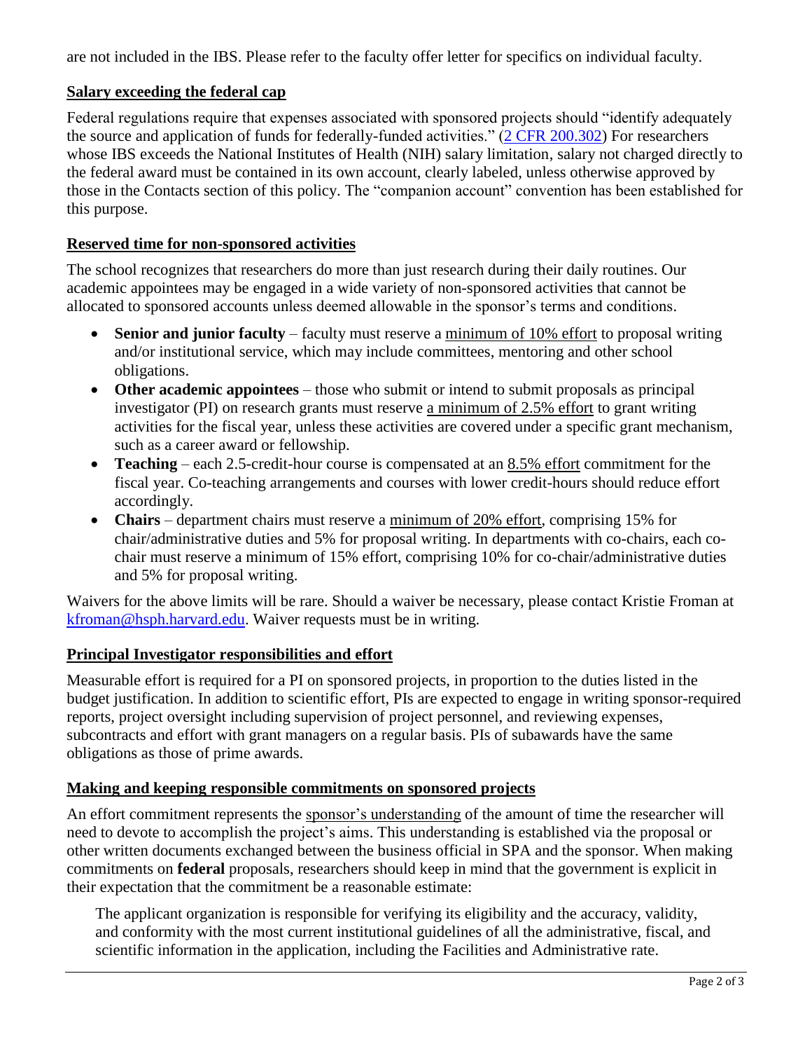are not included in the IBS. Please refer to the faculty offer letter for specifics on individual faculty.

## Salary exceeding the federal cap

Federal regulations require that expenses associated with sponsored projects should "identify adequately the source and application of funds for federally-funded activities." ([2 CFR 200.302](https://www.ecfr.gov/current/title-2/section-200.302)) For researchers whose IBS exceeds the National Institutes of Health (NIH) salary limitation, salary not charged directly to the federal award must be contained in its own account, clearly labeled, unless otherwise approved by those in the Contacts section of this policy. The "companion account" convention has been established for this purpose.

## Reserved time for non-sponsored activities

The school recognizes that researchers do more than just research during their daily routines. Our academic appointees may be engaged in a wide variety of non-sponsored activities that cannot be allocated to sponsored accounts unless deemed allowable in the sponsor's terms and conditions.

- **Senior and junior faculty** – faculty must reserve a minimum of 10% effort to proposal writing and/or institutional service, which may include committees, mentoring and other school obligations.
- **Other academic appointees** – those who submit or intend to submit proposals as principal investigator (PI) on research grants must reserve a minimum of 2.5% effort to grant writing activities for the fiscal year, unless these activities are covered under a specific grant mechanism, such as a career award or fellowship.
- **Teaching** – each 2.5-credit-hour course is compensated at an 8.5% effort commitment for the fiscal year. Co-teaching arrangements and courses with lower credit-hours should reduce effort accordingly.
- **Chairs** – department chairs must reserve a minimum of 20% effort, comprising 15% for chair/administrative duties and 5% for proposal writing. In departments with co-chairs, each co-chair must reserve a minimum of 15% effort, comprising 10% for co-chair/administrative duties and 5% for proposal writing.

Waivers for the above limits will be rare. Should a waiver be necessary, please contact Kristie Froman at [kfroman@hsph.harvard.edu](mailto:kfroman@hsph.harvard.edu). Waiver requests must be in writing.

## Principal Investigator responsibilities and effort

Measurable effort is required for a PI on sponsored projects, in proportion to the duties listed in the budget justification. In addition to scientific effort, PIs are expected to engage in writing sponsor-required reports, project oversight including supervision of project personnel, and reviewing expenses, subcontracts and effort with grant managers on a regular basis. PIs of subawards have the same obligations as those of prime awards.

## Making and keeping responsible commitments on sponsored projects

An effort commitment represents the sponsor's understanding of the amount of time the researcher will need to devote to accomplish the project's aims. This understanding is established via the proposal or other written documents exchanged between the business official in SPA and the sponsor. When making commitments on **federal** proposals, researchers should keep in mind that the government is explicit in their expectation that the commitment be a reasonable estimate:

> The applicant organization is responsible for verifying its eligibility and the accuracy, validity, and conformity with the most current institutional guidelines of all the administrative, fiscal, and scientific information in the application, including the Facilities and Administrative rate.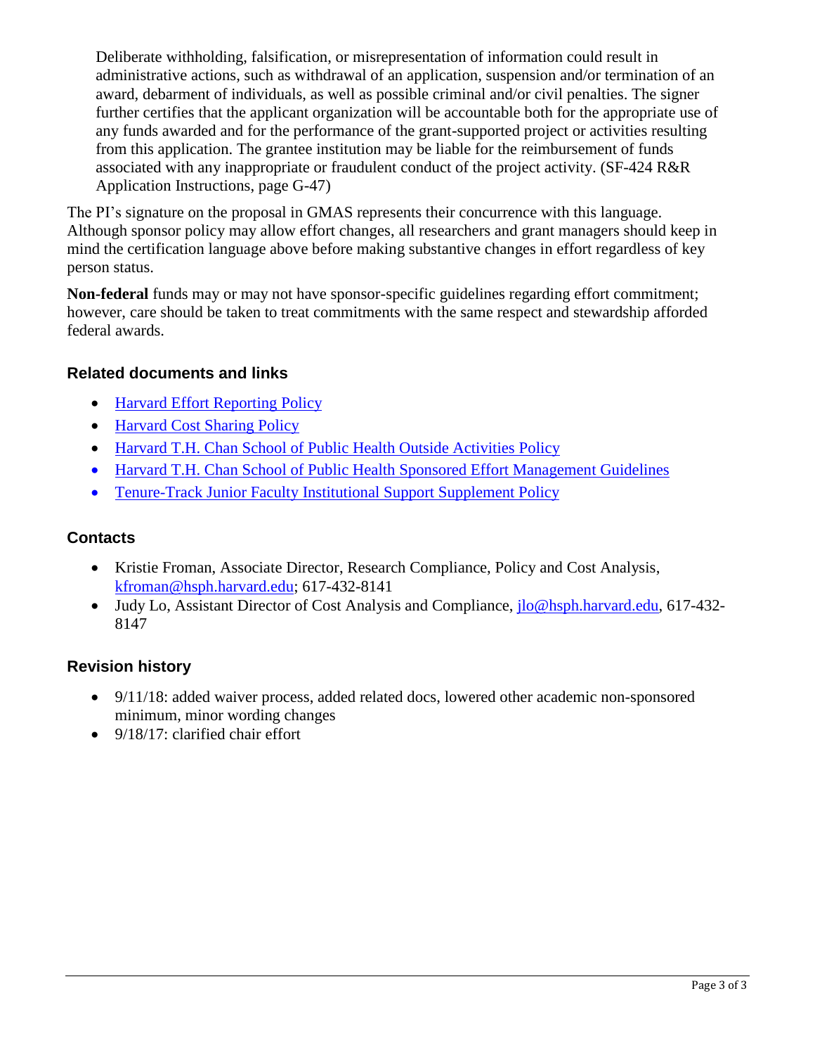> Deliberate withholding, falsification, or misrepresentation of information could result in administrative actions, such as withdrawal of an application, suspension and/or termination of an award, debarment of individuals, as well as possible criminal and/or civil penalties. The signer further certifies that the applicant organization will be accountable both for the appropriate use of any funds awarded and for the performance of the grant-supported project or activities resulting from this application. The grantee institution may be liable for the reimbursement of funds associated with any inappropriate or fraudulent conduct of the project activity. (SF-424 R&R Application Instructions, page G-47)

The PI's signature on the proposal in GMAS represents their concurrence with this language. Although sponsor policy may allow effort changes, all researchers and grant managers should keep in mind the certification language above before making substantive changes in effort regardless of key person status.

**Non-federal** funds may or may not have sponsor-specific guidelines regarding effort commitment; however, care should be taken to treat commitments with the same respect and stewardship afforded federal awards.

### Related documents and links

- Harvard Effort Reporting Policy
- Harvard Cost Sharing Policy
- Harvard T.H. Chan School of Public Health Outside Activities Policy
- Harvard T.H. Chan School of Public Health Sponsored Effort Management Guidelines
- Tenure-Track Junior Faculty Institutional Support Supplement Policy

### Contacts

- Kristie Froman, Associate Director, Research Compliance, Policy and Cost Analysis, kfroman@hsph.harvard.edu; 617-432-8141
- Judy Lo, Assistant Director of Cost Analysis and Compliance, jlo@hsph.harvard.edu, 617-432-8147

### Revision history

- 9/11/18: added waiver process, added related docs, lowered other academic non-sponsored minimum, minor wording changes
- 9/18/17: clarified chair effort